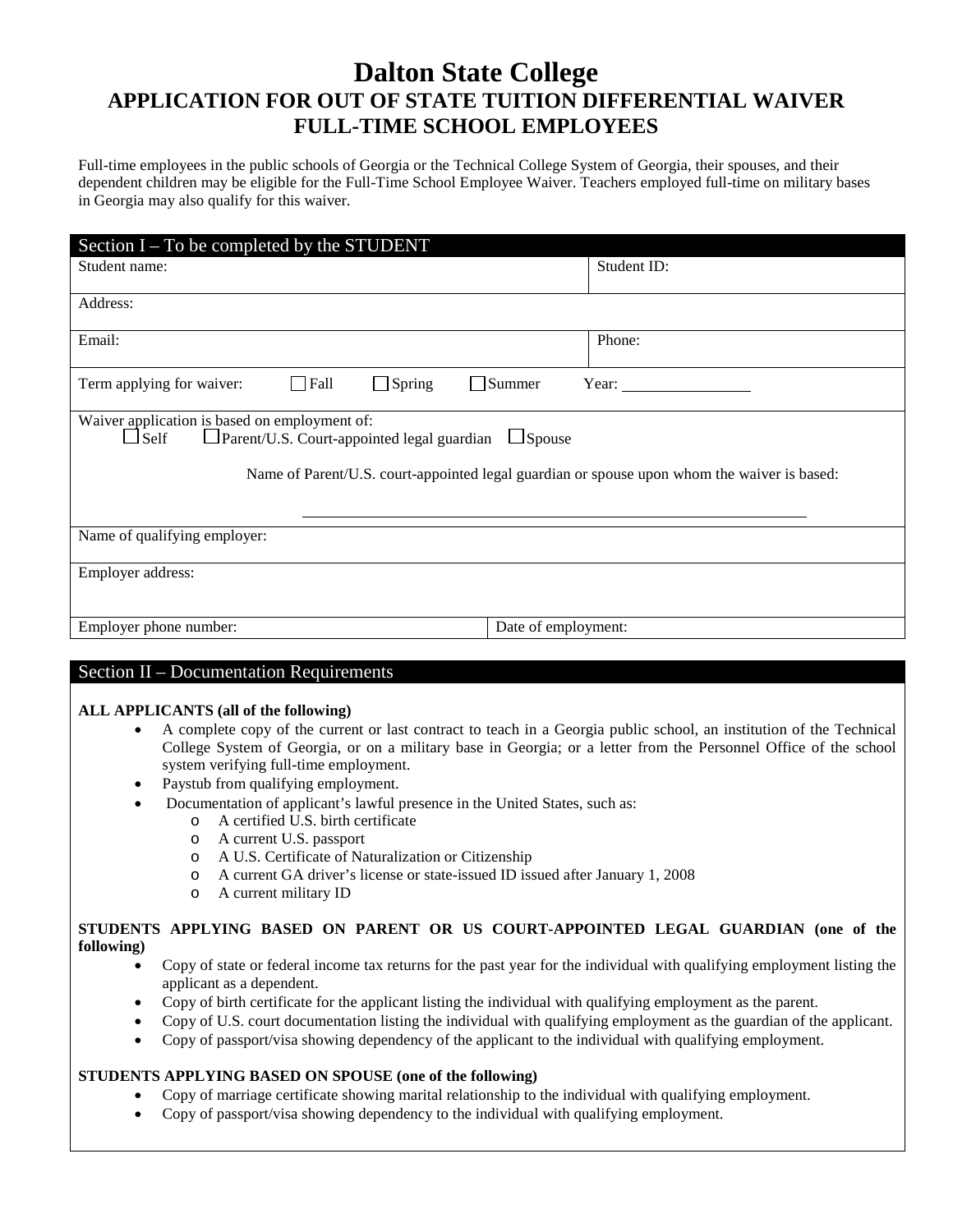# Dalton State College

## APPLICATION FOR OUT OF STATE TUITION DIFFERENTIAL WAIVER FULL-TIME SCHOOL EMPLOYEES

Full-time employees in the public schools of Georgia or the Technical College System of Georgia, their spouses, and their dependent children may be eligible for the Full-Time School Employee Waiver. Teachers employed full-time on military bases in Georgia may also qualify for this waiver.

### Section I – To be completed by the STUDENT

| Student name: | Student ID: |
|---|---|
| Address: | |
| Email: | Phone: |
| Term applying for waiver: ☐ Fall ☐ Spring ☐ Summer | Year: ________ |

Waiver application is based on employment of:
☐ Self ☐ Parent/U.S. Court-appointed legal guardian ☐ Spouse

Name of Parent/U.S. court-appointed legal guardian or spouse upon whom the waiver is based:

______________________________________________

| Name of qualifying employer: | |
|---|---|
| Employer address: | |
| Employer phone number: | Date of employment: |

### Section II – Documentation Requirements

**ALL APPLICANTS (all of the following)**

- A complete copy of the current or last contract to teach in a Georgia public school, an institution of the Technical College System of Georgia, or on a military base in Georgia; or a letter from the Personnel Office of the school system verifying full-time employment.
- Paystub from qualifying employment.
- Documentation of applicant's lawful presence in the United States, such as:
  - A certified U.S. birth certificate
  - A current U.S. passport
  - A U.S. Certificate of Naturalization or Citizenship
  - A current GA driver's license or state-issued ID issued after January 1, 2008
  - A current military ID

**STUDENTS APPLYING BASED ON PARENT OR US COURT-APPOINTED LEGAL GUARDIAN (one of the following)**

- Copy of state or federal income tax returns for the past year for the individual with qualifying employment listing the applicant as a dependent.
- Copy of birth certificate for the applicant listing the individual with qualifying employment as the parent.
- Copy of U.S. court documentation listing the individual with qualifying employment as the guardian of the applicant.
- Copy of passport/visa showing dependency of the applicant to the individual with qualifying employment.

**STUDENTS APPLYING BASED ON SPOUSE (one of the following)**

- Copy of marriage certificate showing marital relationship to the individual with qualifying employment.
- Copy of passport/visa showing dependency to the individual with qualifying employment.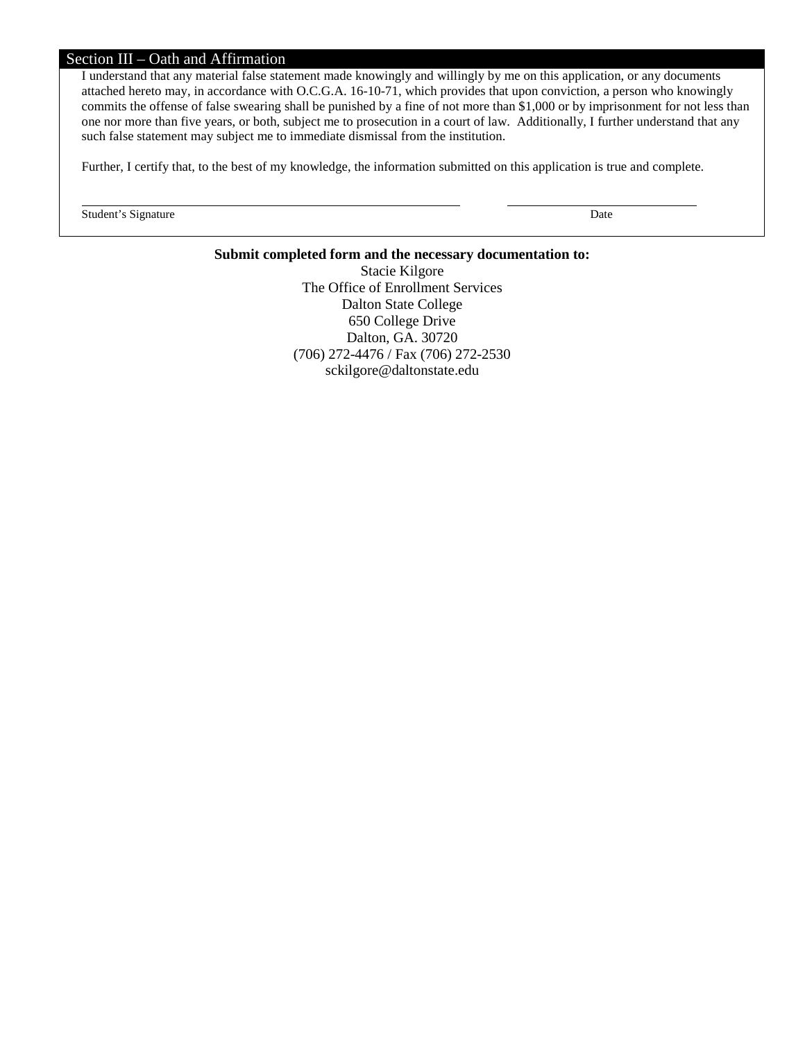## Section III – Oath and Affirmation

I understand that any material false statement made knowingly and willingly by me on this application, or any documents attached hereto may, in accordance with O.C.G.A. 16-10-71, which provides that upon conviction, a person who knowingly commits the offense of false swearing shall be punished by a fine of not more than $1,000 or by imprisonment for not less than one nor more than five years, or both, subject me to prosecution in a court of law. Additionally, I further understand that any such false statement may subject me to immediate dismissal from the institution.

Further, I certify that, to the best of my knowledge, the information submitted on this application is true and complete.

______________________________________________ ______________________

Student's Signature Date

**Submit completed form and the necessary documentation to:**

Stacie Kilgore
The Office of Enrollment Services
Dalton State College
650 College Drive
Dalton, GA. 30720
(706) 272-4476 / Fax (706) 272-2530
sckilgore@daltonstate.edu